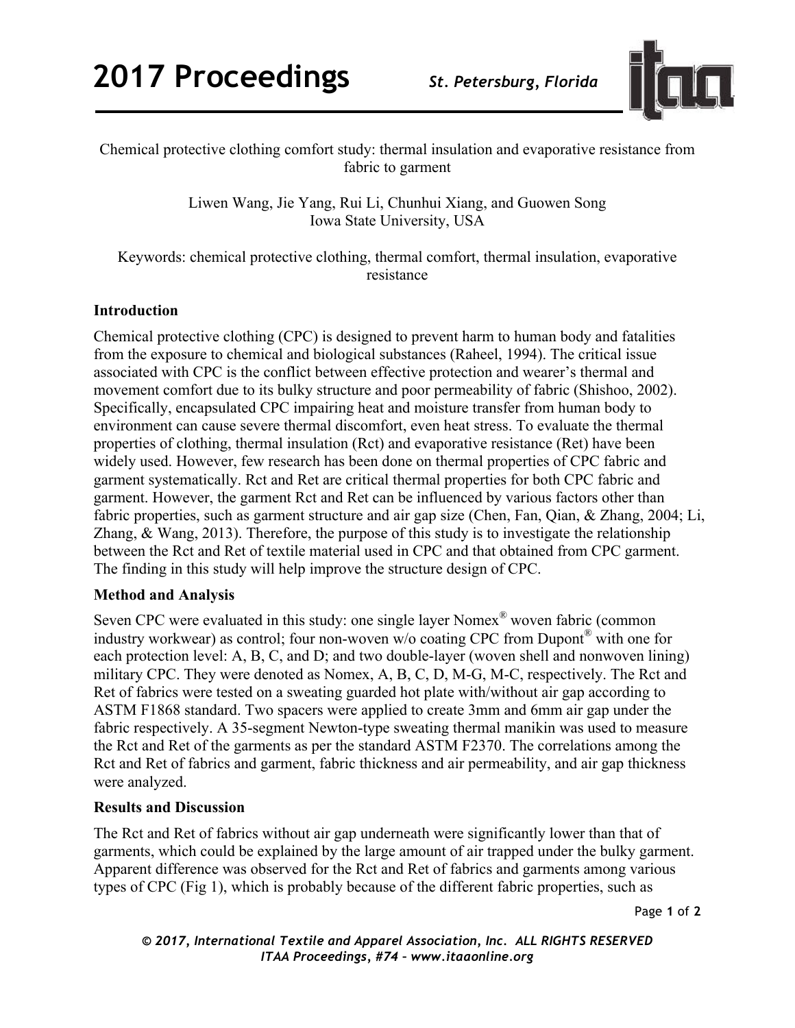# Chemical protective clothing comfort study: thermal insulation and evaporative resistance from fabric to garment

Liwen Wang, Jie Yang, Rui Li, Chunhui Xiang, and Guowen Song
Iowa State University, USA

Keywords: chemical protective clothing, thermal comfort, thermal insulation, evaporative resistance

## Introduction

Chemical protective clothing (CPC) is designed to prevent harm to human body and fatalities from the exposure to chemical and biological substances (Raheel, 1994). The critical issue associated with CPC is the conflict between effective protection and wearer's thermal and movement comfort due to its bulky structure and poor permeability of fabric (Shishoo, 2002). Specifically, encapsulated CPC impairing heat and moisture transfer from human body to environment can cause severe thermal discomfort, even heat stress. To evaluate the thermal properties of clothing, thermal insulation (Rct) and evaporative resistance (Ret) have been widely used. However, few research has been done on thermal properties of CPC fabric and garment systematically. Rct and Ret are critical thermal properties for both CPC fabric and garment. However, the garment Rct and Ret can be influenced by various factors other than fabric properties, such as garment structure and air gap size (Chen, Fan, Qian, & Zhang, 2004; Li, Zhang, & Wang, 2013). Therefore, the purpose of this study is to investigate the relationship between the Rct and Ret of textile material used in CPC and that obtained from CPC garment. The finding in this study will help improve the structure design of CPC.

## Method and Analysis

Seven CPC were evaluated in this study: one single layer Nomex® woven fabric (common industry workwear) as control; four non-woven w/o coating CPC from Dupont® with one for each protection level: A, B, C, and D; and two double-layer (woven shell and nonwoven lining) military CPC. They were denoted as Nomex, A, B, C, D, M-G, M-C, respectively. The Rct and Ret of fabrics were tested on a sweating guarded hot plate with/without air gap according to ASTM F1868 standard. Two spacers were applied to create 3mm and 6mm air gap under the fabric respectively. A 35-segment Newton-type sweating thermal manikin was used to measure the Rct and Ret of the garments as per the standard ASTM F2370. The correlations among the Rct and Ret of fabrics and garment, fabric thickness and air permeability, and air gap thickness were analyzed.

## Results and Discussion

The Rct and Ret of fabrics without air gap underneath were significantly lower than that of garments, which could be explained by the large amount of air trapped under the bulky garment. Apparent difference was observed for the Rct and Ret of fabrics and garments among various types of CPC (Fig 1), which is probably because of the different fabric properties, such as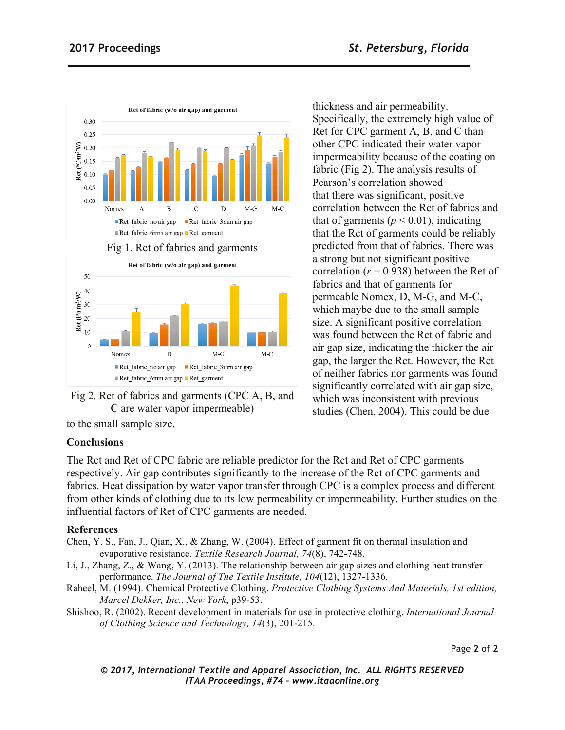Rct of fabric (w/o air gap) and garment

Rct (°C·m²/W)

0.30
0.25
0.20
0.15
0.10
0.05
0.00

Nomex A B C D M-G M-C

Rct_fabric_no air gap
Rct_fabric_3mm air gap
Rct_fabric_6mm air gap
Rct_garment

Fig 1. Rct of fabrics and garments

Ret of fabric (w/o air gap) and garment

Ret (Pa·m²/W)

50
40
30
20
10
0

Nomex D M-G M-C

Ret_fabric_no air gap
Ret_fabric_3mm air gap
Ret_fabric_6mm air gap
Ret_garment

Fig 2. Ret of fabrics and garments (CPC A, B, and C are water vapor impermeable)

thickness and air permeability. Specifically, the extremely high value of Ret for CPC garment A, B, and C than other CPC indicated their water vapor impermeability because of the coating on fabric (Fig 2). The analysis results of Pearson's correlation showed that there was significant, positive correlation between the Rct of fabrics and that of garments ($p < 0.01$), indicating that the Rct of garments could be reliably predicted from that of fabrics. There was a strong but not significant positive correlation ($r = 0.938$) between the Ret of fabrics and that of garments for permeable Nomex, D, M-G, and M-C, which maybe due to the small sample size. A significant positive correlation was found between the Rct of fabric and air gap size, indicating the thicker the air gap, the larger the Rct. However, the Ret of neither fabrics nor garments was found significantly correlated with air gap size, which was inconsistent with previous studies (Chen, 2004). This could be due to the small sample size.

## Conclusions

The Rct and Ret of CPC fabric are reliable predictor for the Rct and Ret of CPC garments respectively. Air gap contributes significantly to the increase of the Rct of CPC garments and fabrics. Heat dissipation by water vapor transfer through CPC is a complex process and different from other kinds of clothing due to its low permeability or impermeability. Further studies on the influential factors of Ret of CPC garments are needed.

## References

Chen, Y. S., Fan, J., Qian, X., & Zhang, W. (2004). Effect of garment fit on thermal insulation and evaporative resistance. *Textile Research Journal, 74*(8), 742-748.

Li, J., Zhang, Z., & Wang, Y. (2013). The relationship between air gap sizes and clothing heat transfer performance. *The Journal of The Textile Institute, 104*(12), 1327-1336.

Raheel, M. (1994). Chemical Protective Clothing. *Protective Clothing Systems And Materials, 1st edition, Marcel Dekker, Inc., New York*, p39-53.

Shishoo, R. (2002). Recent development in materials for use in protective clothing. *International Journal of Clothing Science and Technology, 14*(3), 201-215.